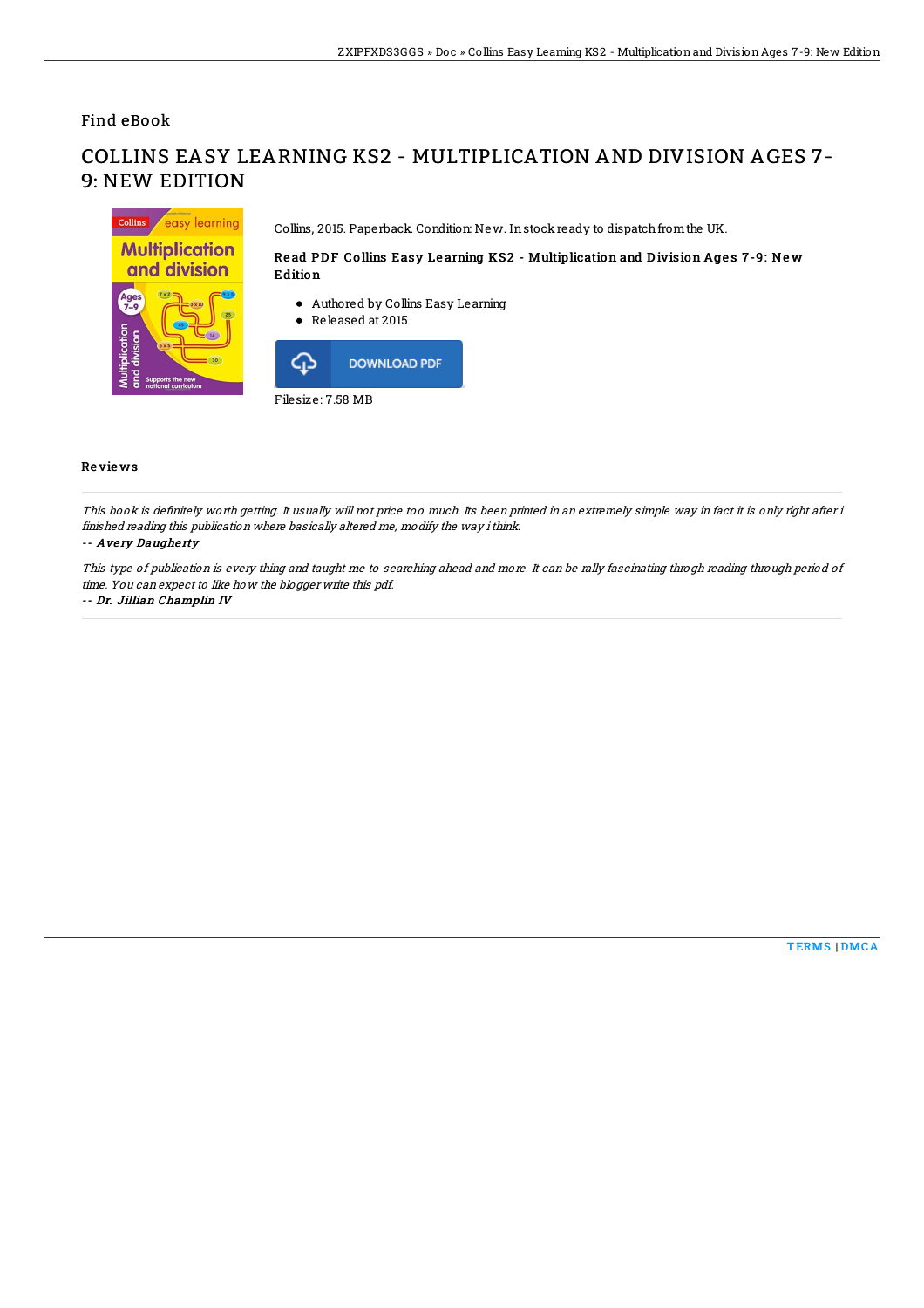Find eBook

# COLLINS EASY LEARNING KS2 - MULTIPLICATION AND DIVISION AGES 7-9: NEW EDITION

Collins, 2015. Paperback. Condition: New. In stock ready to dispatch from the UK.

### Read PDF Collins Easy Learning KS2 - Multiplication and Division Ages 7-9: New Edition

- Authored by Collins Easy Learning
- Released at 2015

DOWNLOAD PDF

Filesize: 7.58 MB

## Reviews

*This book is definitely worth getting. It usually will not price too much. Its been printed in an extremely simple way in fact it is only right after i finished reading this publication where basically altered me, modify the way i think.*

-- ***Avery Daugherty***

*This type of publication is every thing and taught me to searching ahead and more. It can be rally fascinating throgh reading through period of time. You can expect to like how the blogger write this pdf.*

-- ***Dr. Jillian Champlin IV***

TERMS | DMCA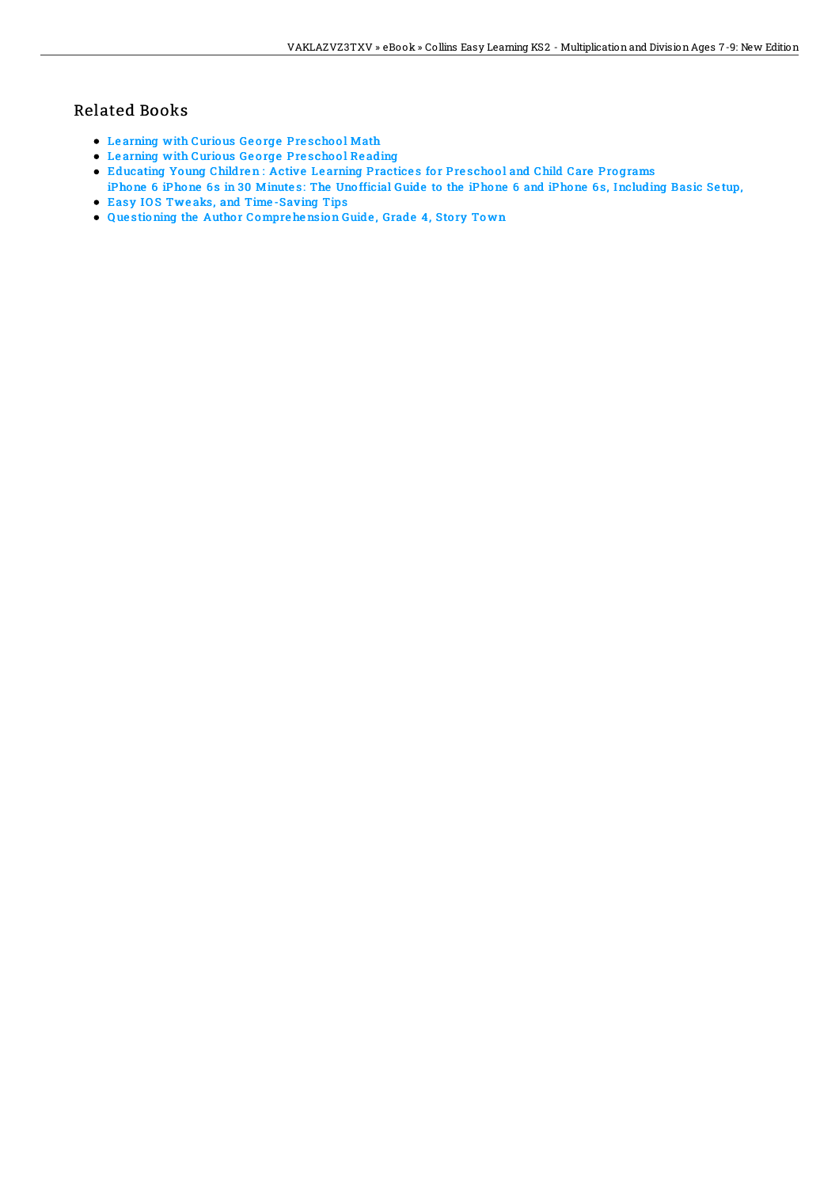## Related Books

- Learning with Curious George Preschool Math
- Learning with Curious George Preschool Reading
- Educating Young Children : Active Learning Practices for Preschool and Child Care Programs
- iPhone 6 iPhone 6s in 30 Minutes: The Unofficial Guide to the iPhone 6 and iPhone 6s, Including Basic Setup, Easy IOS Tweaks, and Time-Saving Tips
- Questioning the Author Comprehension Guide, Grade 4, Story Town